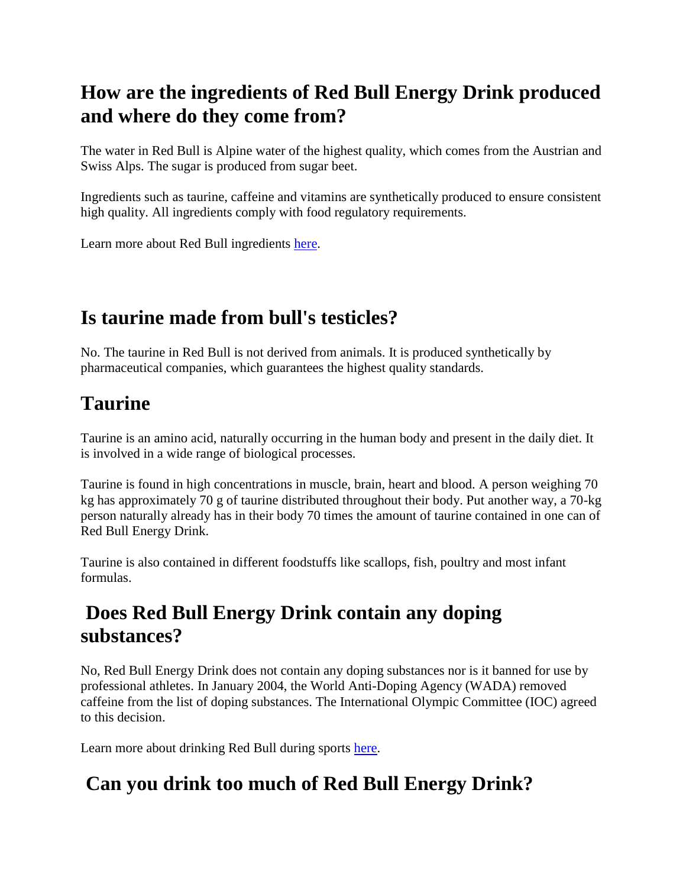## How are the ingredients of Red Bull Energy Drink produced and where do they come from?

The water in Red Bull is Alpine water of the highest quality, which comes from the Austrian and Swiss Alps. The sugar is produced from sugar beet.

Ingredients such as taurine, caffeine and vitamins are synthetically produced to ensure consistent high quality. All ingredients comply with food regulatory requirements.

Learn more about Red Bull ingredients here.

## Is taurine made from bull's testicles?

No. The taurine in Red Bull is not derived from animals. It is produced synthetically by pharmaceutical companies, which guarantees the highest quality standards.

## Taurine

Taurine is an amino acid, naturally occurring in the human body and present in the daily diet. It is involved in a wide range of biological processes.

Taurine is found in high concentrations in muscle, brain, heart and blood. A person weighing 70 kg has approximately 70 g of taurine distributed throughout their body. Put another way, a 70-kg person naturally already has in their body 70 times the amount of taurine contained in one can of Red Bull Energy Drink.

Taurine is also contained in different foodstuffs like scallops, fish, poultry and most infant formulas.

## Does Red Bull Energy Drink contain any doping substances?

No, Red Bull Energy Drink does not contain any doping substances nor is it banned for use by professional athletes. In January 2004, the World Anti-Doping Agency (WADA) removed caffeine from the list of doping substances. The International Olympic Committee (IOC) agreed to this decision.

Learn more about drinking Red Bull during sports here.

## Can you drink too much of Red Bull Energy Drink?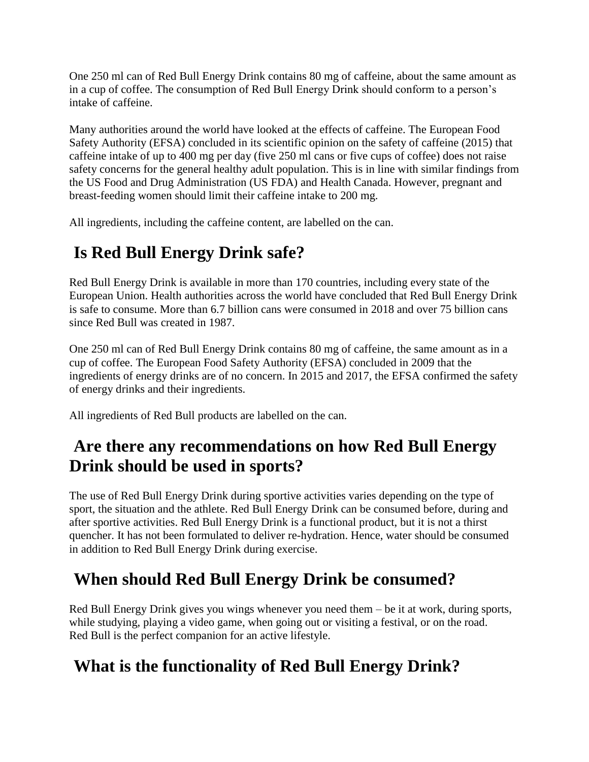One 250 ml can of Red Bull Energy Drink contains 80 mg of caffeine, about the same amount as in a cup of coffee. The consumption of Red Bull Energy Drink should conform to a person's intake of caffeine.

Many authorities around the world have looked at the effects of caffeine. The European Food Safety Authority (EFSA) concluded in its scientific opinion on the safety of caffeine (2015) that caffeine intake of up to 400 mg per day (five 250 ml cans or five cups of coffee) does not raise safety concerns for the general healthy adult population. This is in line with similar findings from the US Food and Drug Administration (US FDA) and Health Canada. However, pregnant and breast-feeding women should limit their caffeine intake to 200 mg.

All ingredients, including the caffeine content, are labelled on the can.

## Is Red Bull Energy Drink safe?

Red Bull Energy Drink is available in more than 170 countries, including every state of the European Union. Health authorities across the world have concluded that Red Bull Energy Drink is safe to consume. More than 6.7 billion cans were consumed in 2018 and over 75 billion cans since Red Bull was created in 1987.

One 250 ml can of Red Bull Energy Drink contains 80 mg of caffeine, the same amount as in a cup of coffee. The European Food Safety Authority (EFSA) concluded in 2009 that the ingredients of energy drinks are of no concern. In 2015 and 2017, the EFSA confirmed the safety of energy drinks and their ingredients.

All ingredients of Red Bull products are labelled on the can.

## Are there any recommendations on how Red Bull Energy Drink should be used in sports?

The use of Red Bull Energy Drink during sportive activities varies depending on the type of sport, the situation and the athlete. Red Bull Energy Drink can be consumed before, during and after sportive activities. Red Bull Energy Drink is a functional product, but it is not a thirst quencher. It has not been formulated to deliver re-hydration. Hence, water should be consumed in addition to Red Bull Energy Drink during exercise.

## When should Red Bull Energy Drink be consumed?

Red Bull Energy Drink gives you wings whenever you need them – be it at work, during sports, while studying, playing a video game, when going out or visiting a festival, or on the road. Red Bull is the perfect companion for an active lifestyle.

## What is the functionality of Red Bull Energy Drink?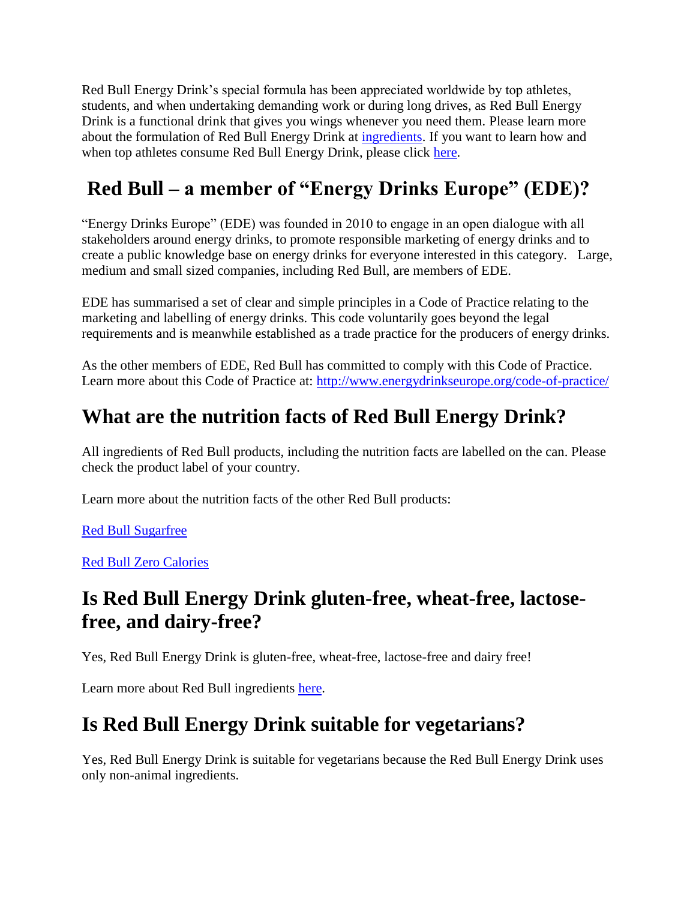Red Bull Energy Drink's special formula has been appreciated worldwide by top athletes, students, and when undertaking demanding work or during long drives, as Red Bull Energy Drink is a functional drink that gives you wings whenever you need them. Please learn more about the formulation of Red Bull Energy Drink at ingredients. If you want to learn how and when top athletes consume Red Bull Energy Drink, please click here.

## Red Bull – a member of "Energy Drinks Europe" (EDE)?

"Energy Drinks Europe" (EDE) was founded in 2010 to engage in an open dialogue with all stakeholders around energy drinks, to promote responsible marketing of energy drinks and to create a public knowledge base on energy drinks for everyone interested in this category. Large, medium and small sized companies, including Red Bull, are members of EDE.

EDE has summarised a set of clear and simple principles in a Code of Practice relating to the marketing and labelling of energy drinks. This code voluntarily goes beyond the legal requirements and is meanwhile established as a trade practice for the producers of energy drinks.

As the other members of EDE, Red Bull has committed to comply with this Code of Practice. Learn more about this Code of Practice at: http://www.energydrinkseurope.org/code-of-practice/

## What are the nutrition facts of Red Bull Energy Drink?

All ingredients of Red Bull products, including the nutrition facts are labelled on the can. Please check the product label of your country.

Learn more about the nutrition facts of the other Red Bull products:

Red Bull Sugarfree

Red Bull Zero Calories

## Is Red Bull Energy Drink gluten-free, wheat-free, lactose-free, and dairy-free?

Yes, Red Bull Energy Drink is gluten-free, wheat-free, lactose-free and dairy free!

Learn more about Red Bull ingredients here.

## Is Red Bull Energy Drink suitable for vegetarians?

Yes, Red Bull Energy Drink is suitable for vegetarians because the Red Bull Energy Drink uses only non-animal ingredients.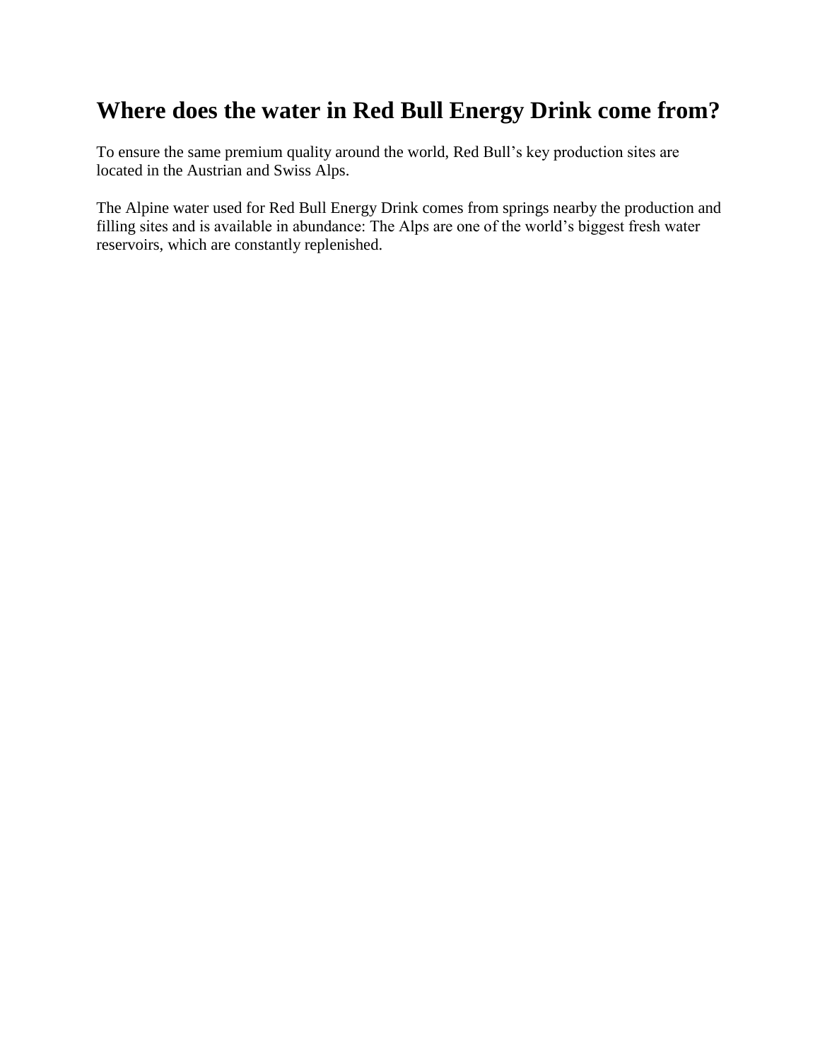# Where does the water in Red Bull Energy Drink come from?

To ensure the same premium quality around the world, Red Bull's key production sites are located in the Austrian and Swiss Alps.

The Alpine water used for Red Bull Energy Drink comes from springs nearby the production and filling sites and is available in abundance: The Alps are one of the world's biggest fresh water reservoirs, which are constantly replenished.